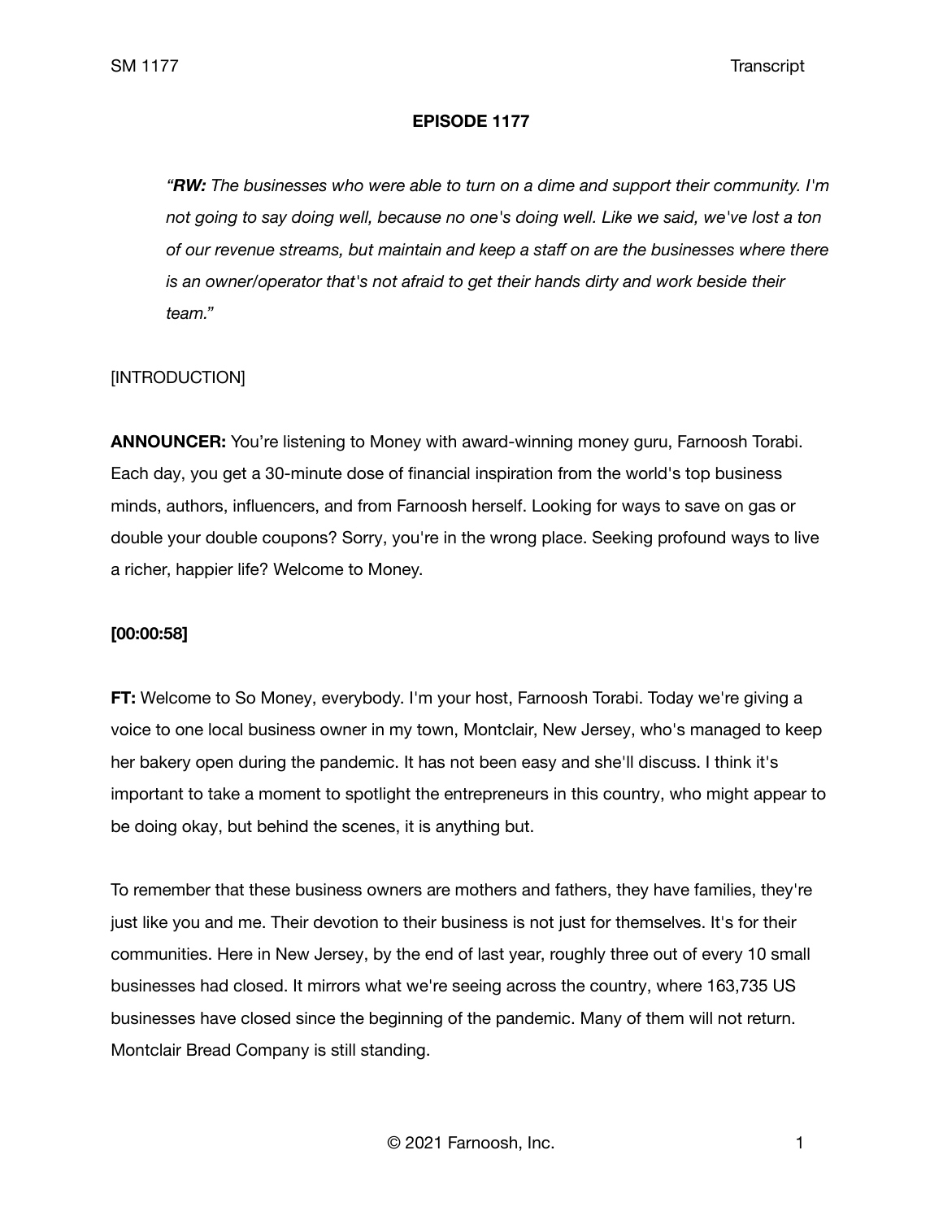# EPISODE 1177

*"**RW:** The businesses who were able to turn on a dime and support their community. I'm not going to say doing well, because no one's doing well. Like we said, we've lost a ton of our revenue streams, but maintain and keep a staff on are the businesses where there is an owner/operator that's not afraid to get their hands dirty and work beside their team."*

[INTRODUCTION]

**ANNOUNCER:** You're listening to Money with award-winning money guru, Farnoosh Torabi. Each day, you get a 30-minute dose of financial inspiration from the world's top business minds, authors, influencers, and from Farnoosh herself. Looking for ways to save on gas or double your double coupons? Sorry, you're in the wrong place. Seeking profound ways to live a richer, happier life? Welcome to Money.

**[00:00:58]**

**FT:** Welcome to So Money, everybody. I'm your host, Farnoosh Torabi. Today we're giving a voice to one local business owner in my town, Montclair, New Jersey, who's managed to keep her bakery open during the pandemic. It has not been easy and she'll discuss. I think it's important to take a moment to spotlight the entrepreneurs in this country, who might appear to be doing okay, but behind the scenes, it is anything but.

To remember that these business owners are mothers and fathers, they have families, they're just like you and me. Their devotion to their business is not just for themselves. It's for their communities. Here in New Jersey, by the end of last year, roughly three out of every 10 small businesses had closed. It mirrors what we're seeing across the country, where 163,735 US businesses have closed since the beginning of the pandemic. Many of them will not return. Montclair Bread Company is still standing.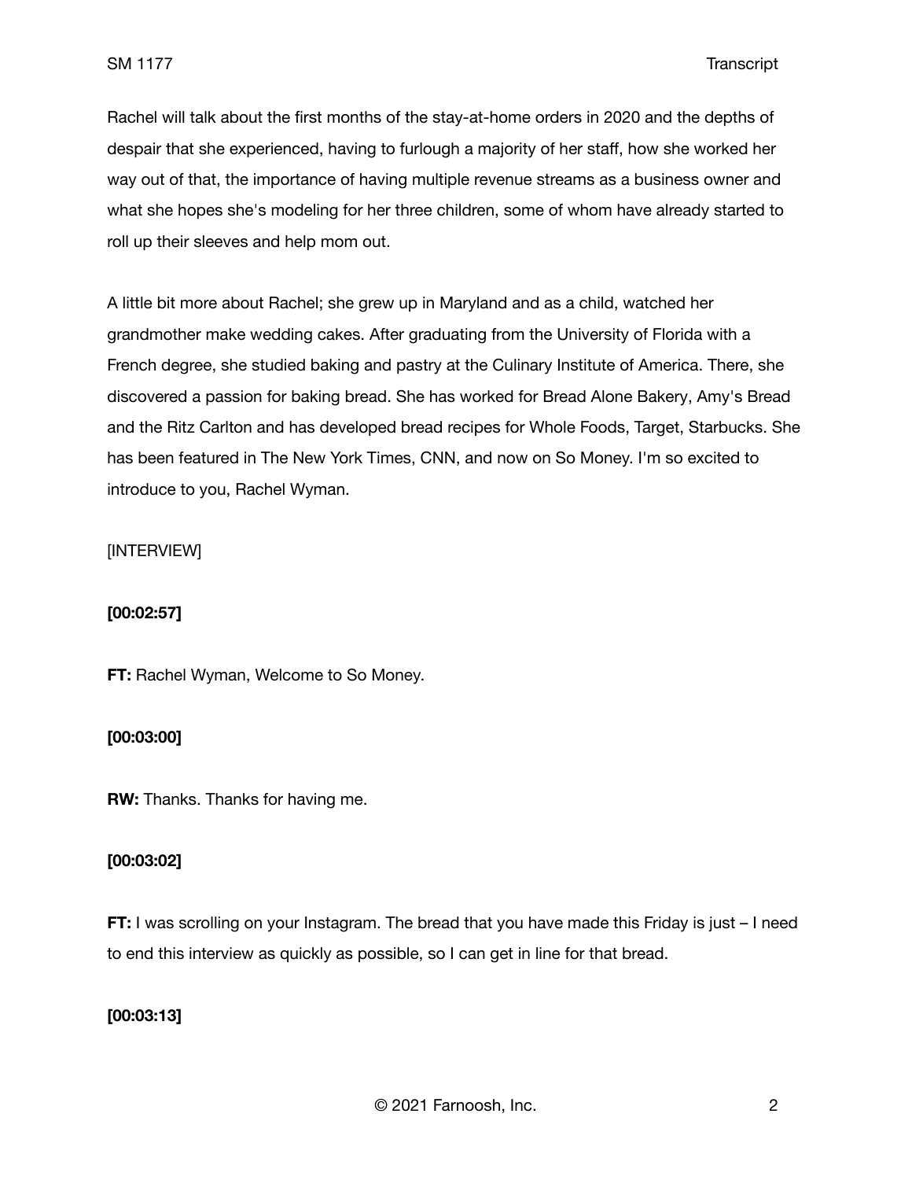Rachel will talk about the first months of the stay-at-home orders in 2020 and the depths of despair that she experienced, having to furlough a majority of her staff, how she worked her way out of that, the importance of having multiple revenue streams as a business owner and what she hopes she's modeling for her three children, some of whom have already started to roll up their sleeves and help mom out.

A little bit more about Rachel; she grew up in Maryland and as a child, watched her grandmother make wedding cakes. After graduating from the University of Florida with a French degree, she studied baking and pastry at the Culinary Institute of America. There, she discovered a passion for baking bread. She has worked for Bread Alone Bakery, Amy's Bread and the Ritz Carlton and has developed bread recipes for Whole Foods, Target, Starbucks. She has been featured in The New York Times, CNN, and now on So Money. I'm so excited to introduce to you, Rachel Wyman.

[INTERVIEW]

**[00:02:57]**

**FT:** Rachel Wyman, Welcome to So Money.

**[00:03:00]**

**RW:** Thanks. Thanks for having me.

**[00:03:02]**

**FT:** I was scrolling on your Instagram. The bread that you have made this Friday is just – I need to end this interview as quickly as possible, so I can get in line for that bread.

**[00:03:13]**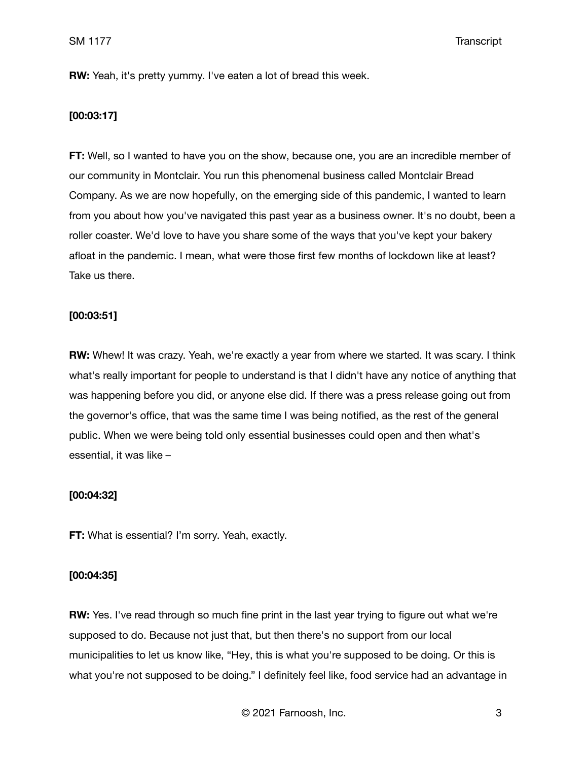**RW:** Yeah, it's pretty yummy. I've eaten a lot of bread this week.

**[00:03:17]**

**FT:** Well, so I wanted to have you on the show, because one, you are an incredible member of our community in Montclair. You run this phenomenal business called Montclair Bread Company. As we are now hopefully, on the emerging side of this pandemic, I wanted to learn from you about how you've navigated this past year as a business owner. It's no doubt, been a roller coaster. We'd love to have you share some of the ways that you've kept your bakery afloat in the pandemic. I mean, what were those first few months of lockdown like at least? Take us there.

**[00:03:51]**

**RW:** Whew! It was crazy. Yeah, we're exactly a year from where we started. It was scary. I think what's really important for people to understand is that I didn't have any notice of anything that was happening before you did, or anyone else did. If there was a press release going out from the governor's office, that was the same time I was being notified, as the rest of the general public. When we were being told only essential businesses could open and then what's essential, it was like –

**[00:04:32]**

**FT:** What is essential? I'm sorry. Yeah, exactly.

**[00:04:35]**

**RW:** Yes. I've read through so much fine print in the last year trying to figure out what we're supposed to do. Because not just that, but then there's no support from our local municipalities to let us know like, "Hey, this is what you're supposed to be doing. Or this is what you're not supposed to be doing." I definitely feel like, food service had an advantage in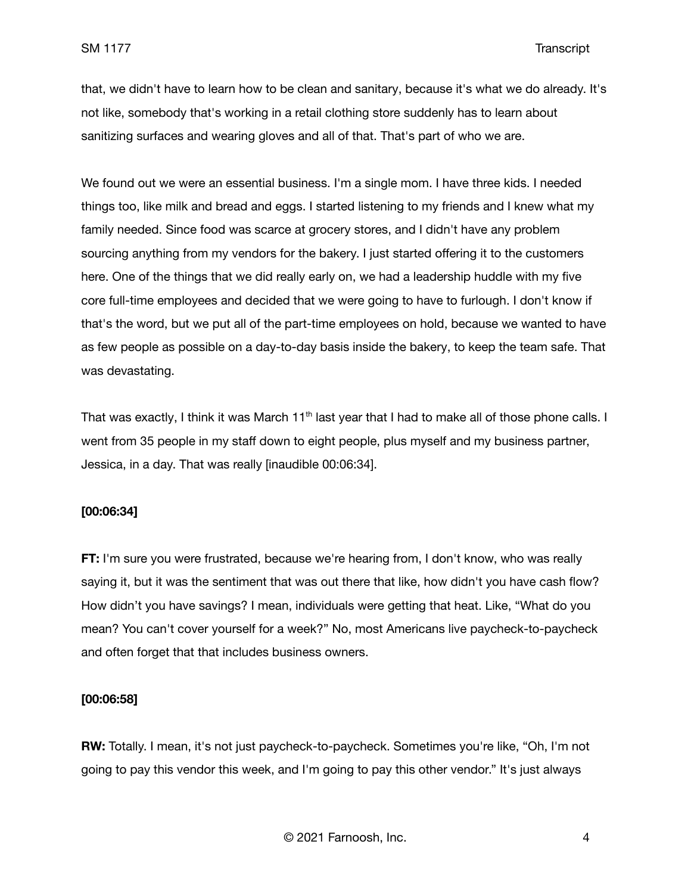that, we didn't have to learn how to be clean and sanitary, because it's what we do already. It's not like, somebody that's working in a retail clothing store suddenly has to learn about sanitizing surfaces and wearing gloves and all of that. That's part of who we are.

We found out we were an essential business. I'm a single mom. I have three kids. I needed things too, like milk and bread and eggs. I started listening to my friends and I knew what my family needed. Since food was scarce at grocery stores, and I didn't have any problem sourcing anything from my vendors for the bakery. I just started offering it to the customers here. One of the things that we did really early on, we had a leadership huddle with my five core full-time employees and decided that we were going to have to furlough. I don't know if that's the word, but we put all of the part-time employees on hold, because we wanted to have as few people as possible on a day-to-day basis inside the bakery, to keep the team safe. That was devastating.

That was exactly, I think it was March 11th last year that I had to make all of those phone calls. I went from 35 people in my staff down to eight people, plus myself and my business partner, Jessica, in a day. That was really [inaudible 00:06:34].

**[00:06:34]**

**FT:** I'm sure you were frustrated, because we're hearing from, I don't know, who was really saying it, but it was the sentiment that was out there that like, how didn't you have cash flow? How didn't you have savings? I mean, individuals were getting that heat. Like, "What do you mean? You can't cover yourself for a week?" No, most Americans live paycheck-to-paycheck and often forget that that includes business owners.

**[00:06:58]**

**RW:** Totally. I mean, it's not just paycheck-to-paycheck. Sometimes you're like, "Oh, I'm not going to pay this vendor this week, and I'm going to pay this other vendor." It's just always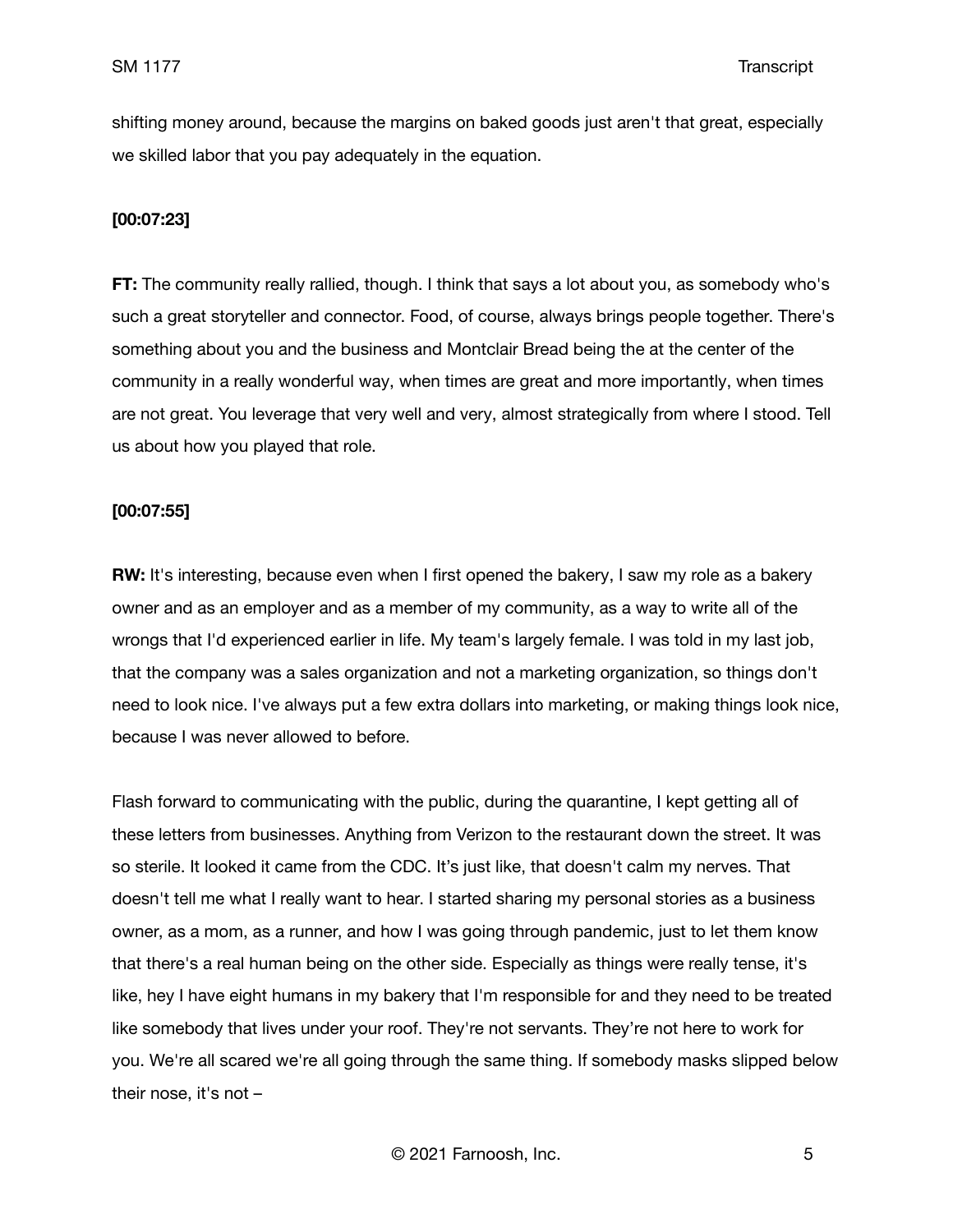shifting money around, because the margins on baked goods just aren't that great, especially we skilled labor that you pay adequately in the equation.

**[00:07:23]**

**FT:** The community really rallied, though. I think that says a lot about you, as somebody who's such a great storyteller and connector. Food, of course, always brings people together. There's something about you and the business and Montclair Bread being the at the center of the community in a really wonderful way, when times are great and more importantly, when times are not great. You leverage that very well and very, almost strategically from where I stood. Tell us about how you played that role.

**[00:07:55]**

**RW:** It's interesting, because even when I first opened the bakery, I saw my role as a bakery owner and as an employer and as a member of my community, as a way to write all of the wrongs that I'd experienced earlier in life. My team's largely female. I was told in my last job, that the company was a sales organization and not a marketing organization, so things don't need to look nice. I've always put a few extra dollars into marketing, or making things look nice, because I was never allowed to before.

Flash forward to communicating with the public, during the quarantine, I kept getting all of these letters from businesses. Anything from Verizon to the restaurant down the street. It was so sterile. It looked it came from the CDC. It's just like, that doesn't calm my nerves. That doesn't tell me what I really want to hear. I started sharing my personal stories as a business owner, as a mom, as a runner, and how I was going through pandemic, just to let them know that there's a real human being on the other side. Especially as things were really tense, it's like, hey I have eight humans in my bakery that I'm responsible for and they need to be treated like somebody that lives under your roof. They're not servants. They're not here to work for you. We're all scared we're all going through the same thing. If somebody masks slipped below their nose, it's not –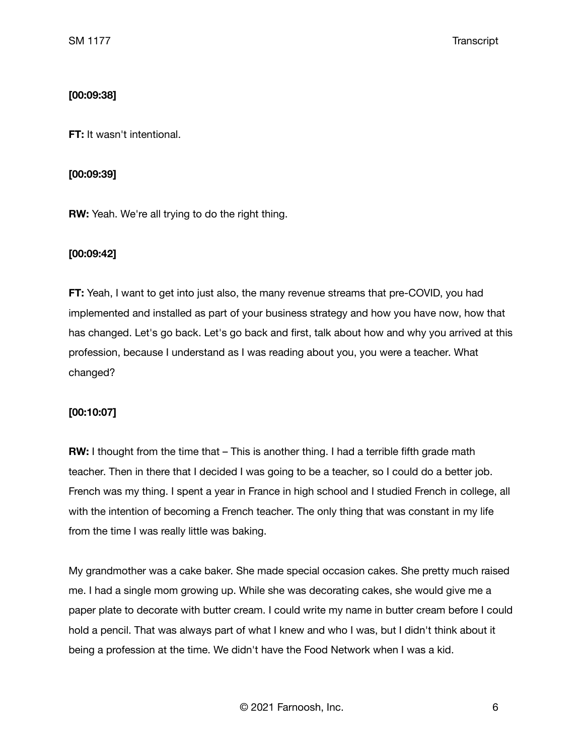**[00:09:38]**

**FT:** It wasn't intentional.

**[00:09:39]**

**RW:** Yeah. We're all trying to do the right thing.

**[00:09:42]**

**FT:** Yeah, I want to get into just also, the many revenue streams that pre-COVID, you had implemented and installed as part of your business strategy and how you have now, how that has changed. Let's go back. Let's go back and first, talk about how and why you arrived at this profession, because I understand as I was reading about you, you were a teacher. What changed?

**[00:10:07]**

**RW:** I thought from the time that – This is another thing. I had a terrible fifth grade math teacher. Then in there that I decided I was going to be a teacher, so I could do a better job. French was my thing. I spent a year in France in high school and I studied French in college, all with the intention of becoming a French teacher. The only thing that was constant in my life from the time I was really little was baking.

My grandmother was a cake baker. She made special occasion cakes. She pretty much raised me. I had a single mom growing up. While she was decorating cakes, she would give me a paper plate to decorate with butter cream. I could write my name in butter cream before I could hold a pencil. That was always part of what I knew and who I was, but I didn't think about it being a profession at the time. We didn't have the Food Network when I was a kid.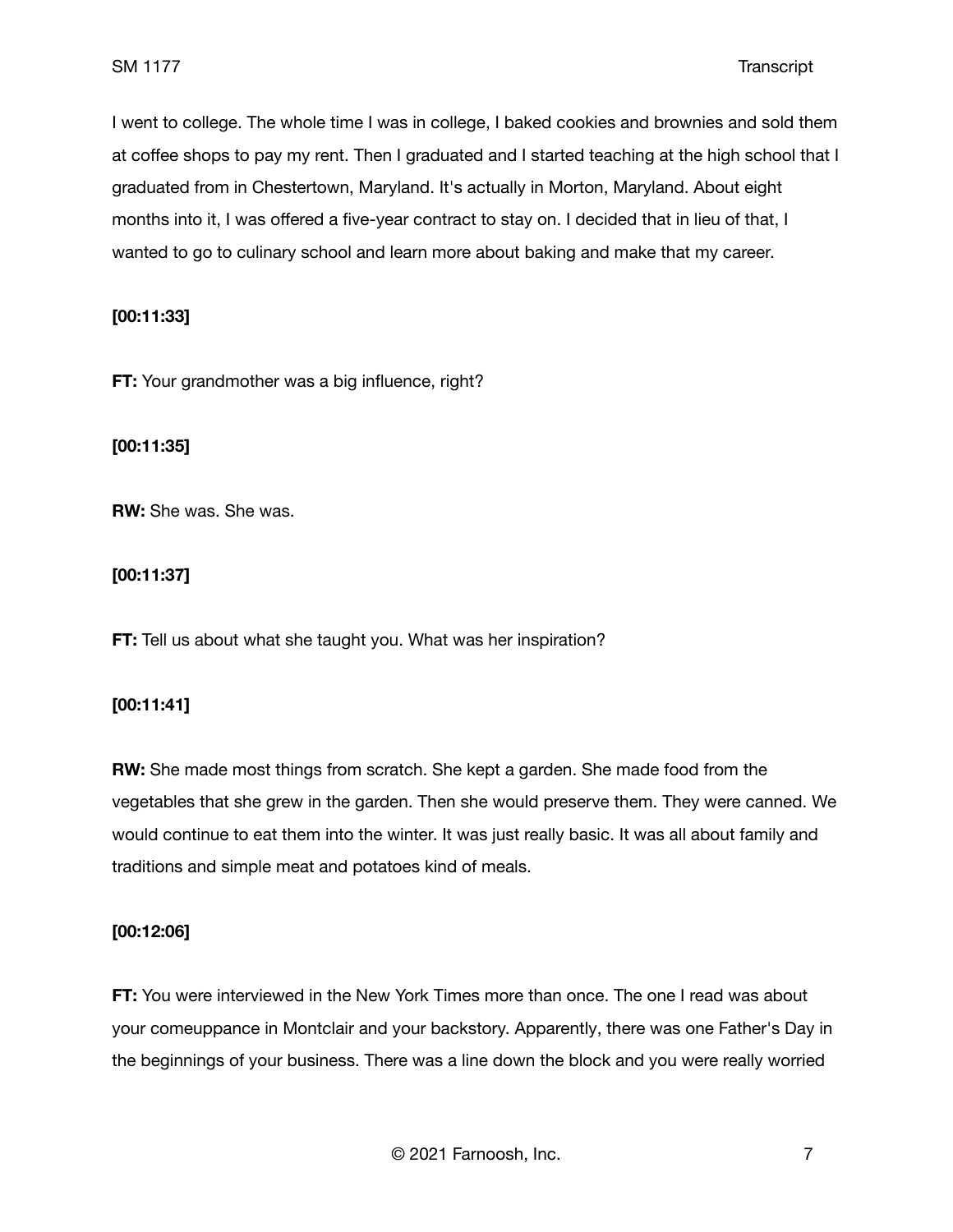I went to college. The whole time I was in college, I baked cookies and brownies and sold them at coffee shops to pay my rent. Then I graduated and I started teaching at the high school that I graduated from in Chestertown, Maryland. It's actually in Morton, Maryland. About eight months into it, I was offered a five-year contract to stay on. I decided that in lieu of that, I wanted to go to culinary school and learn more about baking and make that my career.

**[00:11:33]**

**FT:** Your grandmother was a big influence, right?

**[00:11:35]**

**RW:** She was. She was.

**[00:11:37]**

**FT:** Tell us about what she taught you. What was her inspiration?

**[00:11:41]**

**RW:** She made most things from scratch. She kept a garden. She made food from the vegetables that she grew in the garden. Then she would preserve them. They were canned. We would continue to eat them into the winter. It was just really basic. It was all about family and traditions and simple meat and potatoes kind of meals.

**[00:12:06]**

**FT:** You were interviewed in the New York Times more than once. The one I read was about your comeuppance in Montclair and your backstory. Apparently, there was one Father's Day in the beginnings of your business. There was a line down the block and you were really worried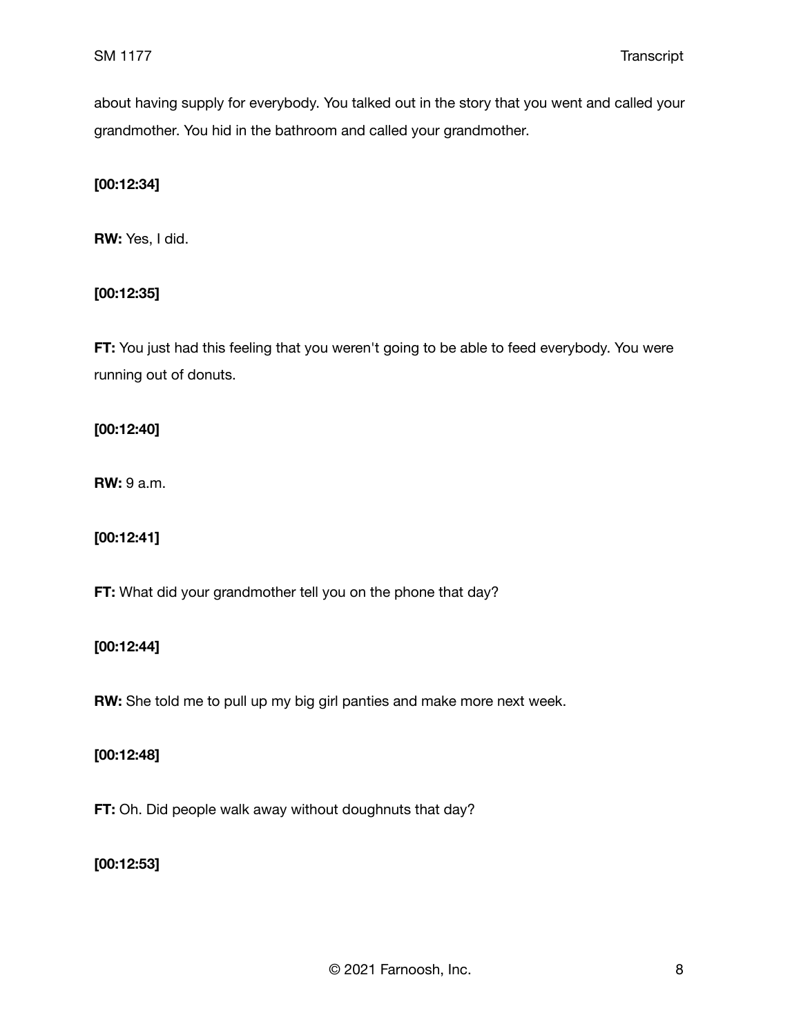about having supply for everybody. You talked out in the story that you went and called your grandmother. You hid in the bathroom and called your grandmother.

**[00:12:34]**

**RW:** Yes, I did.

**[00:12:35]**

**FT:** You just had this feeling that you weren't going to be able to feed everybody. You were running out of donuts.

**[00:12:40]**

**RW:** 9 a.m.

**[00:12:41]**

**FT:** What did your grandmother tell you on the phone that day?

**[00:12:44]**

**RW:** She told me to pull up my big girl panties and make more next week.

**[00:12:48]**

**FT:** Oh. Did people walk away without doughnuts that day?

**[00:12:53]**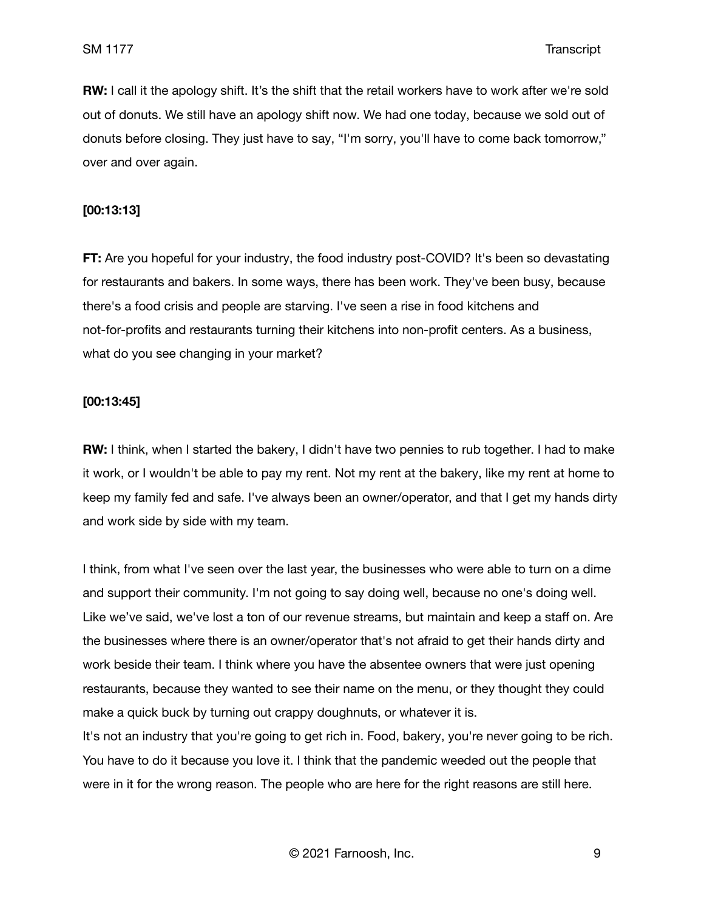**RW:** I call it the apology shift. It's the shift that the retail workers have to work after we're sold out of donuts. We still have an apology shift now. We had one today, because we sold out of donuts before closing. They just have to say, "I'm sorry, you'll have to come back tomorrow," over and over again.

**[00:13:13]**

**FT:** Are you hopeful for your industry, the food industry post-COVID? It's been so devastating for restaurants and bakers. In some ways, there has been work. They've been busy, because there's a food crisis and people are starving. I've seen a rise in food kitchens and not-for-profits and restaurants turning their kitchens into non-profit centers. As a business, what do you see changing in your market?

**[00:13:45]**

**RW:** I think, when I started the bakery, I didn't have two pennies to rub together. I had to make it work, or I wouldn't be able to pay my rent. Not my rent at the bakery, like my rent at home to keep my family fed and safe. I've always been an owner/operator, and that I get my hands dirty and work side by side with my team.

I think, from what I've seen over the last year, the businesses who were able to turn on a dime and support their community. I'm not going to say doing well, because no one's doing well. Like we've said, we've lost a ton of our revenue streams, but maintain and keep a staff on. Are the businesses where there is an owner/operator that's not afraid to get their hands dirty and work beside their team. I think where you have the absentee owners that were just opening restaurants, because they wanted to see their name on the menu, or they thought they could make a quick buck by turning out crappy doughnuts, or whatever it is.
It's not an industry that you're going to get rich in. Food, bakery, you're never going to be rich. You have to do it because you love it. I think that the pandemic weeded out the people that were in it for the wrong reason. The people who are here for the right reasons are still here.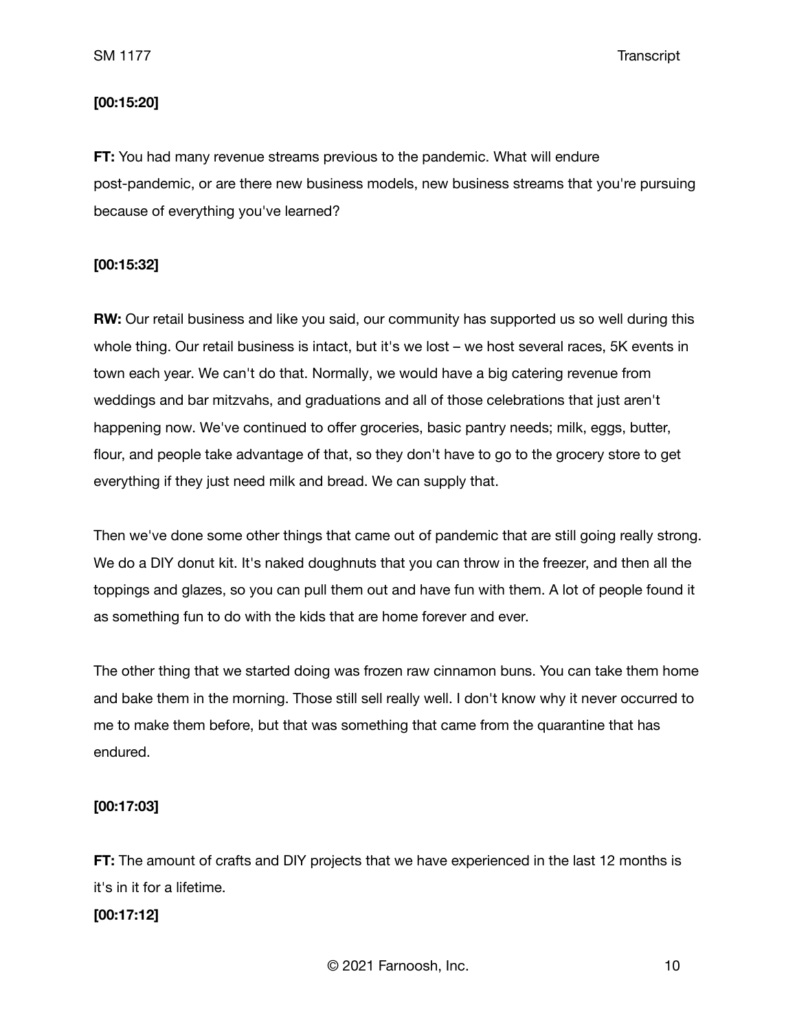**[00:15:20]**

**FT:** You had many revenue streams previous to the pandemic. What will endure post-pandemic, or are there new business models, new business streams that you're pursuing because of everything you've learned?

**[00:15:32]**

**RW:** Our retail business and like you said, our community has supported us so well during this whole thing. Our retail business is intact, but it's we lost – we host several races, 5K events in town each year. We can't do that. Normally, we would have a big catering revenue from weddings and bar mitzvahs, and graduations and all of those celebrations that just aren't happening now. We've continued to offer groceries, basic pantry needs; milk, eggs, butter, flour, and people take advantage of that, so they don't have to go to the grocery store to get everything if they just need milk and bread. We can supply that.

Then we've done some other things that came out of pandemic that are still going really strong. We do a DIY donut kit. It's naked doughnuts that you can throw in the freezer, and then all the toppings and glazes, so you can pull them out and have fun with them. A lot of people found it as something fun to do with the kids that are home forever and ever.

The other thing that we started doing was frozen raw cinnamon buns. You can take them home and bake them in the morning. Those still sell really well. I don't know why it never occurred to me to make them before, but that was something that came from the quarantine that has endured.

**[00:17:03]**

**FT:** The amount of crafts and DIY projects that we have experienced in the last 12 months is it's in it for a lifetime.

**[00:17:12]**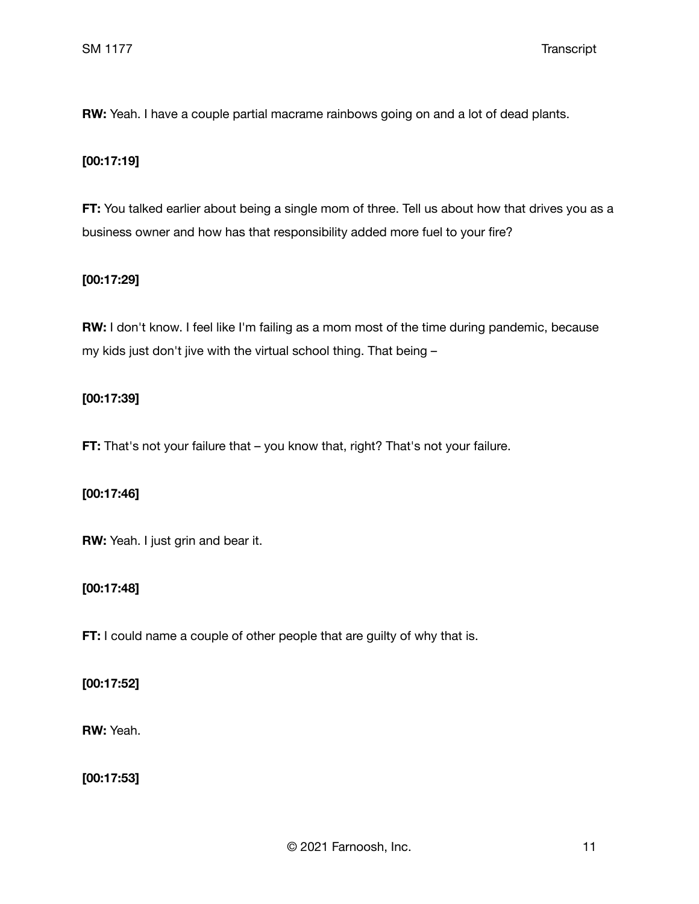**RW:** Yeah. I have a couple partial macrame rainbows going on and a lot of dead plants.

**[00:17:19]**

**FT:** You talked earlier about being a single mom of three. Tell us about how that drives you as a business owner and how has that responsibility added more fuel to your fire?

**[00:17:29]**

**RW:** I don't know. I feel like I'm failing as a mom most of the time during pandemic, because my kids just don't jive with the virtual school thing. That being –

**[00:17:39]**

**FT:** That's not your failure that – you know that, right? That's not your failure.

**[00:17:46]**

**RW:** Yeah. I just grin and bear it.

**[00:17:48]**

**FT:** I could name a couple of other people that are guilty of why that is.

**[00:17:52]**

**RW:** Yeah.

**[00:17:53]**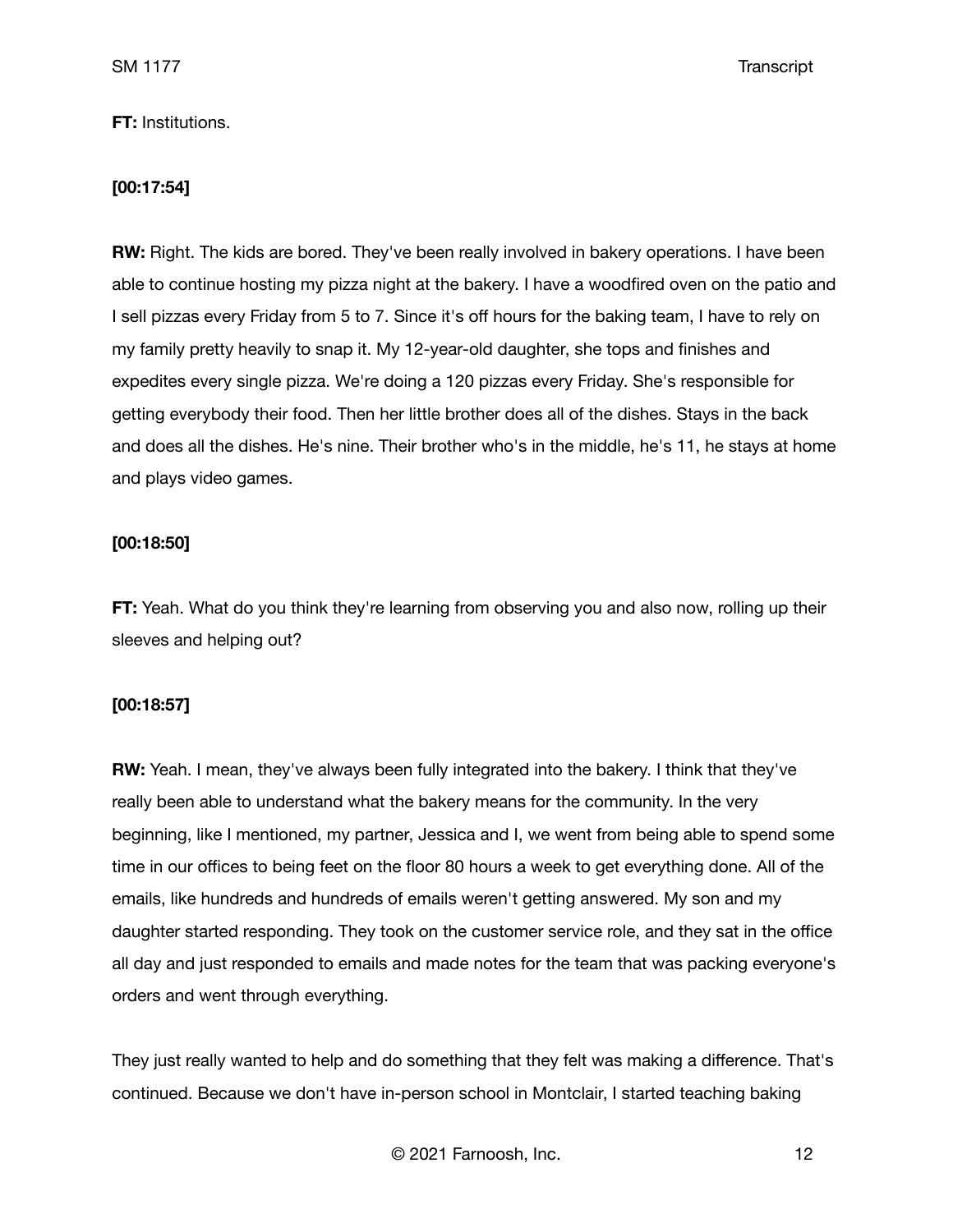**FT:** Institutions.

**[00:17:54]**

**RW:** Right. The kids are bored. They've been really involved in bakery operations. I have been able to continue hosting my pizza night at the bakery. I have a woodfired oven on the patio and I sell pizzas every Friday from 5 to 7. Since it's off hours for the baking team, I have to rely on my family pretty heavily to snap it. My 12-year-old daughter, she tops and finishes and expedites every single pizza. We're doing a 120 pizzas every Friday. She's responsible for getting everybody their food. Then her little brother does all of the dishes. Stays in the back and does all the dishes. He's nine. Their brother who's in the middle, he's 11, he stays at home and plays video games.

**[00:18:50]**

**FT:** Yeah. What do you think they're learning from observing you and also now, rolling up their sleeves and helping out?

**[00:18:57]**

**RW:** Yeah. I mean, they've always been fully integrated into the bakery. I think that they've really been able to understand what the bakery means for the community. In the very beginning, like I mentioned, my partner, Jessica and I, we went from being able to spend some time in our offices to being feet on the floor 80 hours a week to get everything done. All of the emails, like hundreds and hundreds of emails weren't getting answered. My son and my daughter started responding. They took on the customer service role, and they sat in the office all day and just responded to emails and made notes for the team that was packing everyone's orders and went through everything.

They just really wanted to help and do something that they felt was making a difference. That's continued. Because we don't have in-person school in Montclair, I started teaching baking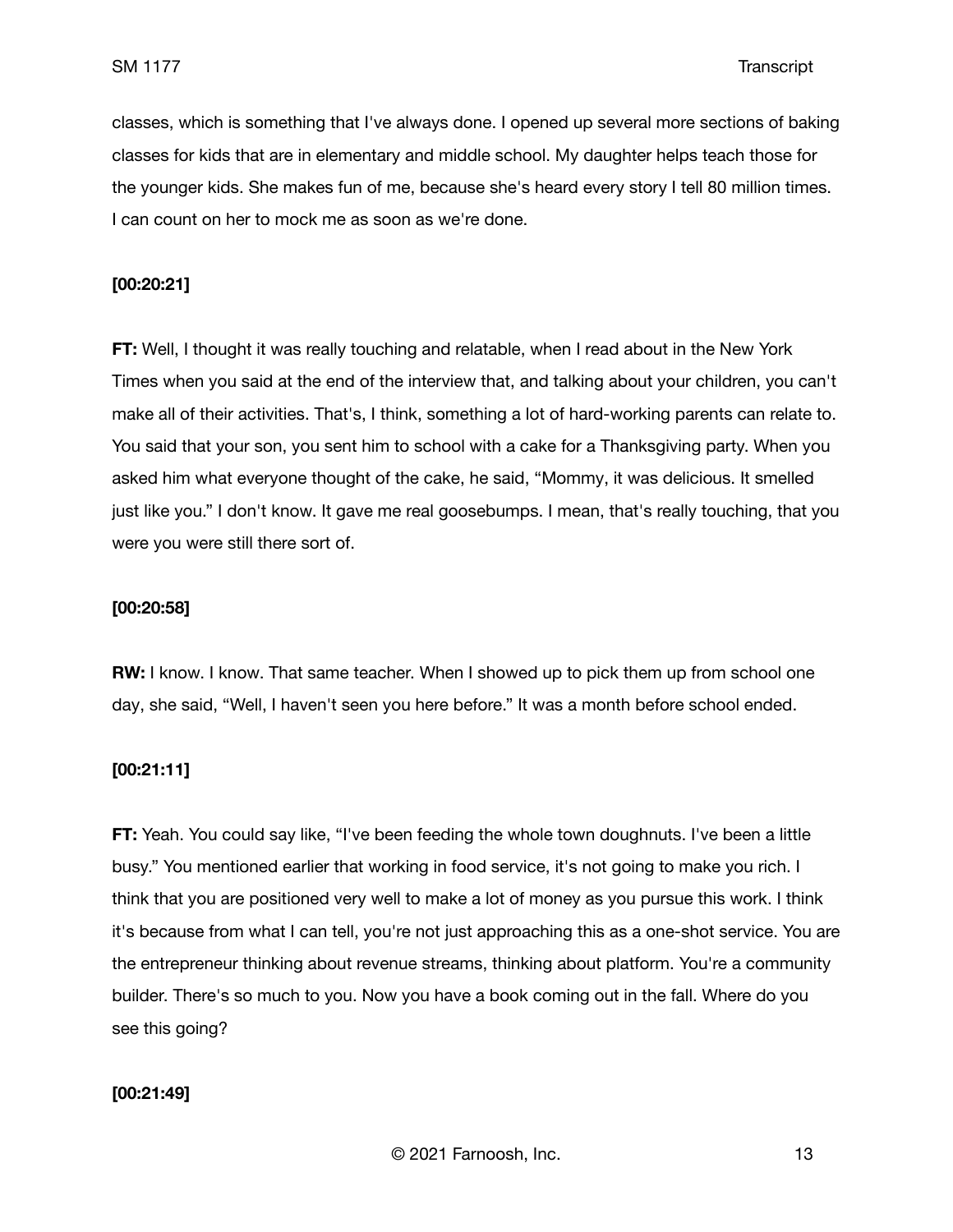classes, which is something that I've always done. I opened up several more sections of baking classes for kids that are in elementary and middle school. My daughter helps teach those for the younger kids. She makes fun of me, because she's heard every story I tell 80 million times. I can count on her to mock me as soon as we're done.

**[00:20:21]**

**FT:** Well, I thought it was really touching and relatable, when I read about in the New York Times when you said at the end of the interview that, and talking about your children, you can't make all of their activities. That's, I think, something a lot of hard-working parents can relate to. You said that your son, you sent him to school with a cake for a Thanksgiving party. When you asked him what everyone thought of the cake, he said, "Mommy, it was delicious. It smelled just like you." I don't know. It gave me real goosebumps. I mean, that's really touching, that you were you were still there sort of.

**[00:20:58]**

**RW:** I know. I know. That same teacher. When I showed up to pick them up from school one day, she said, "Well, I haven't seen you here before." It was a month before school ended.

**[00:21:11]**

**FT:** Yeah. You could say like, "I've been feeding the whole town doughnuts. I've been a little busy." You mentioned earlier that working in food service, it's not going to make you rich. I think that you are positioned very well to make a lot of money as you pursue this work. I think it's because from what I can tell, you're not just approaching this as a one-shot service. You are the entrepreneur thinking about revenue streams, thinking about platform. You're a community builder. There's so much to you. Now you have a book coming out in the fall. Where do you see this going?

**[00:21:49]**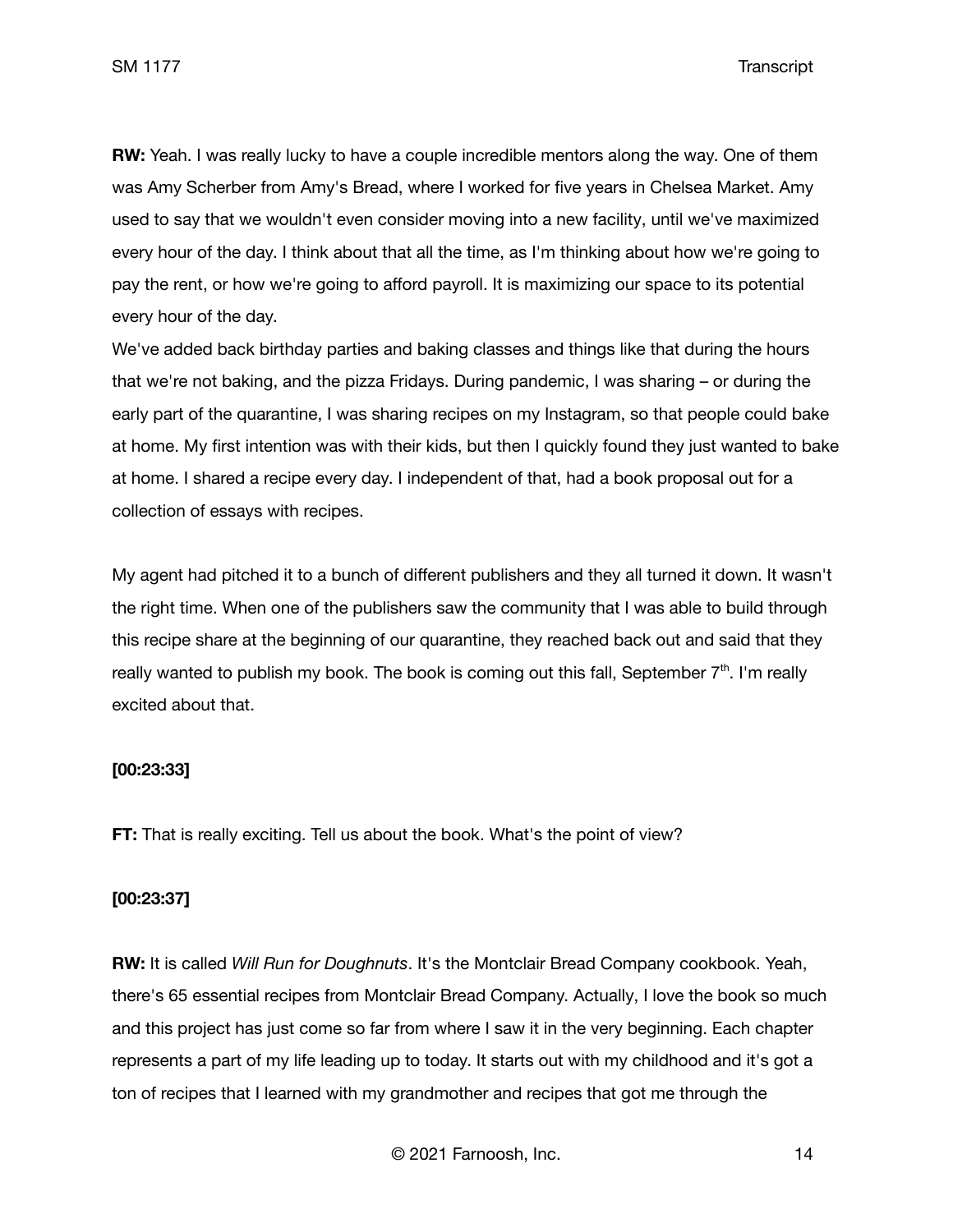**RW:** Yeah. I was really lucky to have a couple incredible mentors along the way. One of them was Amy Scherber from Amy's Bread, where I worked for five years in Chelsea Market. Amy used to say that we wouldn't even consider moving into a new facility, until we've maximized every hour of the day. I think about that all the time, as I'm thinking about how we're going to pay the rent, or how we're going to afford payroll. It is maximizing our space to its potential every hour of the day.

We've added back birthday parties and baking classes and things like that during the hours that we're not baking, and the pizza Fridays. During pandemic, I was sharing – or during the early part of the quarantine, I was sharing recipes on my Instagram, so that people could bake at home. My first intention was with their kids, but then I quickly found they just wanted to bake at home. I shared a recipe every day. I independent of that, had a book proposal out for a collection of essays with recipes.

My agent had pitched it to a bunch of different publishers and they all turned it down. It wasn't the right time. When one of the publishers saw the community that I was able to build through this recipe share at the beginning of our quarantine, they reached back out and said that they really wanted to publish my book. The book is coming out this fall, September 7th. I'm really excited about that.

**[00:23:33]**

**FT:** That is really exciting. Tell us about the book. What's the point of view?

**[00:23:37]**

**RW:** It is called *Will Run for Doughnuts*. It's the Montclair Bread Company cookbook. Yeah, there's 65 essential recipes from Montclair Bread Company. Actually, I love the book so much and this project has just come so far from where I saw it in the very beginning. Each chapter represents a part of my life leading up to today. It starts out with my childhood and it's got a ton of recipes that I learned with my grandmother and recipes that got me through the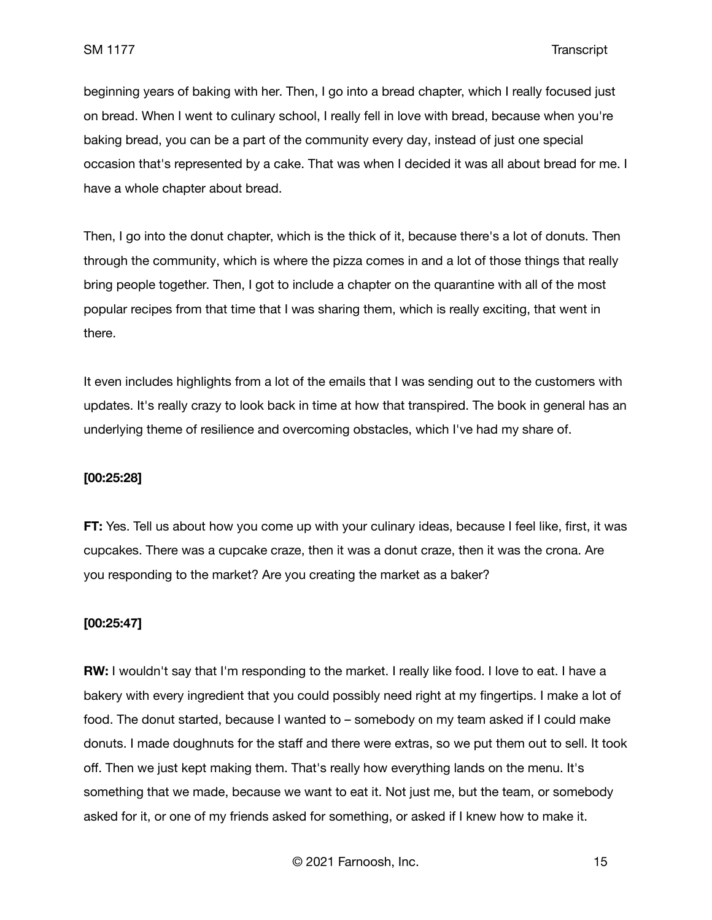beginning years of baking with her. Then, I go into a bread chapter, which I really focused just on bread. When I went to culinary school, I really fell in love with bread, because when you're baking bread, you can be a part of the community every day, instead of just one special occasion that's represented by a cake. That was when I decided it was all about bread for me. I have a whole chapter about bread.

Then, I go into the donut chapter, which is the thick of it, because there's a lot of donuts. Then through the community, which is where the pizza comes in and a lot of those things that really bring people together. Then, I got to include a chapter on the quarantine with all of the most popular recipes from that time that I was sharing them, which is really exciting, that went in there.

It even includes highlights from a lot of the emails that I was sending out to the customers with updates. It's really crazy to look back in time at how that transpired. The book in general has an underlying theme of resilience and overcoming obstacles, which I've had my share of.

**[00:25:28]**

**FT:** Yes. Tell us about how you come up with your culinary ideas, because I feel like, first, it was cupcakes. There was a cupcake craze, then it was a donut craze, then it was the crona. Are you responding to the market? Are you creating the market as a baker?

**[00:25:47]**

**RW:** I wouldn't say that I'm responding to the market. I really like food. I love to eat. I have a bakery with every ingredient that you could possibly need right at my fingertips. I make a lot of food. The donut started, because I wanted to – somebody on my team asked if I could make donuts. I made doughnuts for the staff and there were extras, so we put them out to sell. It took off. Then we just kept making them. That's really how everything lands on the menu. It's something that we made, because we want to eat it. Not just me, but the team, or somebody asked for it, or one of my friends asked for something, or asked if I knew how to make it.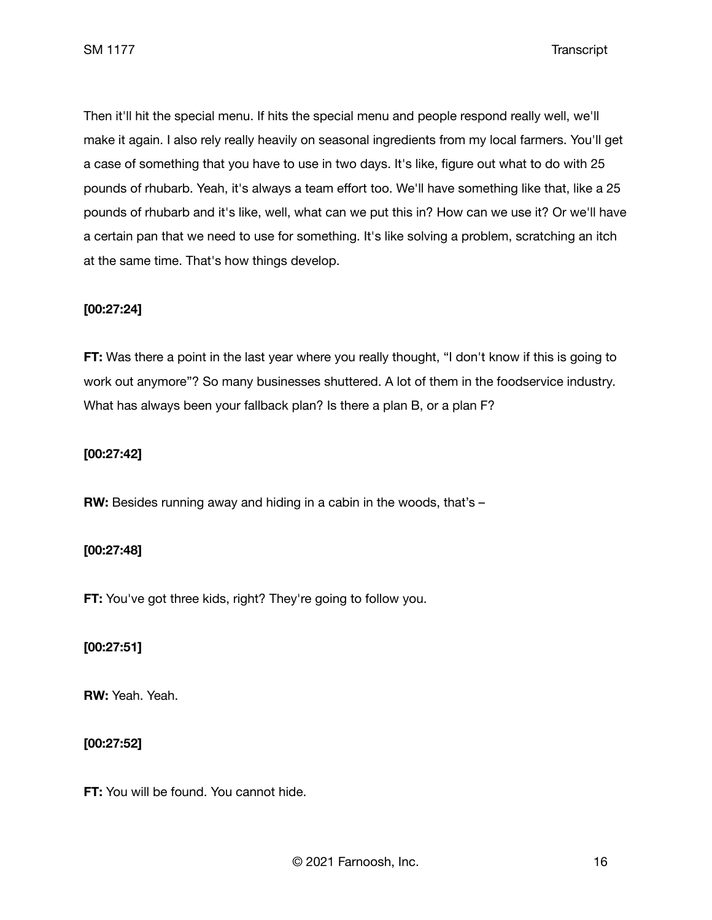Then it'll hit the special menu. If hits the special menu and people respond really well, we'll make it again. I also rely really heavily on seasonal ingredients from my local farmers. You'll get a case of something that you have to use in two days. It's like, figure out what to do with 25 pounds of rhubarb. Yeah, it's always a team effort too. We'll have something like that, like a 25 pounds of rhubarb and it's like, well, what can we put this in? How can we use it? Or we'll have a certain pan that we need to use for something. It's like solving a problem, scratching an itch at the same time. That's how things develop.

**[00:27:24]**

**FT:** Was there a point in the last year where you really thought, "I don't know if this is going to work out anymore"? So many businesses shuttered. A lot of them in the foodservice industry. What has always been your fallback plan? Is there a plan B, or a plan F?

**[00:27:42]**

**RW:** Besides running away and hiding in a cabin in the woods, that's –

**[00:27:48]**

**FT:** You've got three kids, right? They're going to follow you.

**[00:27:51]**

**RW:** Yeah. Yeah.

**[00:27:52]**

**FT:** You will be found. You cannot hide.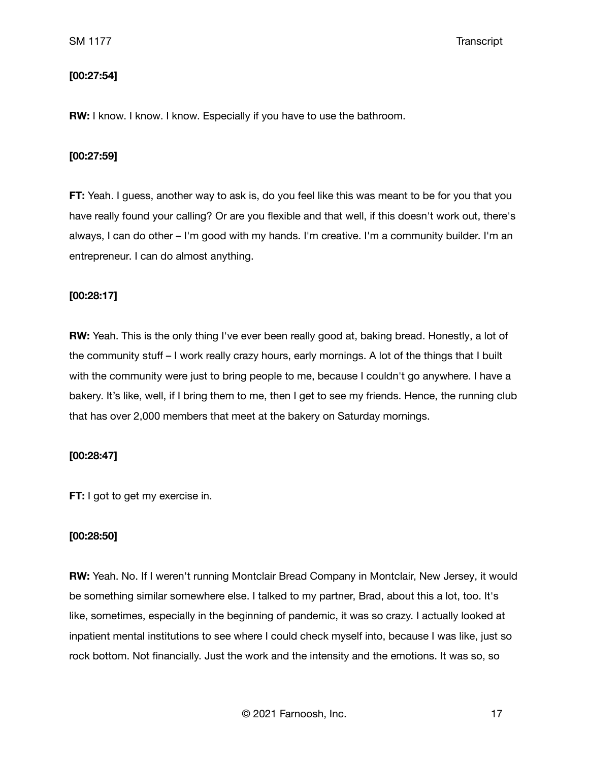**[00:27:54]**

**RW:** I know. I know. I know. Especially if you have to use the bathroom.

**[00:27:59]**

**FT:** Yeah. I guess, another way to ask is, do you feel like this was meant to be for you that you have really found your calling? Or are you flexible and that well, if this doesn't work out, there's always, I can do other – I'm good with my hands. I'm creative. I'm a community builder. I'm an entrepreneur. I can do almost anything.

**[00:28:17]**

**RW:** Yeah. This is the only thing I've ever been really good at, baking bread. Honestly, a lot of the community stuff – I work really crazy hours, early mornings. A lot of the things that I built with the community were just to bring people to me, because I couldn't go anywhere. I have a bakery. It's like, well, if I bring them to me, then I get to see my friends. Hence, the running club that has over 2,000 members that meet at the bakery on Saturday mornings.

**[00:28:47]**

**FT:** I got to get my exercise in.

**[00:28:50]**

**RW:** Yeah. No. If I weren't running Montclair Bread Company in Montclair, New Jersey, it would be something similar somewhere else. I talked to my partner, Brad, about this a lot, too. It's like, sometimes, especially in the beginning of pandemic, it was so crazy. I actually looked at inpatient mental institutions to see where I could check myself into, because I was like, just so rock bottom. Not financially. Just the work and the intensity and the emotions. It was so, so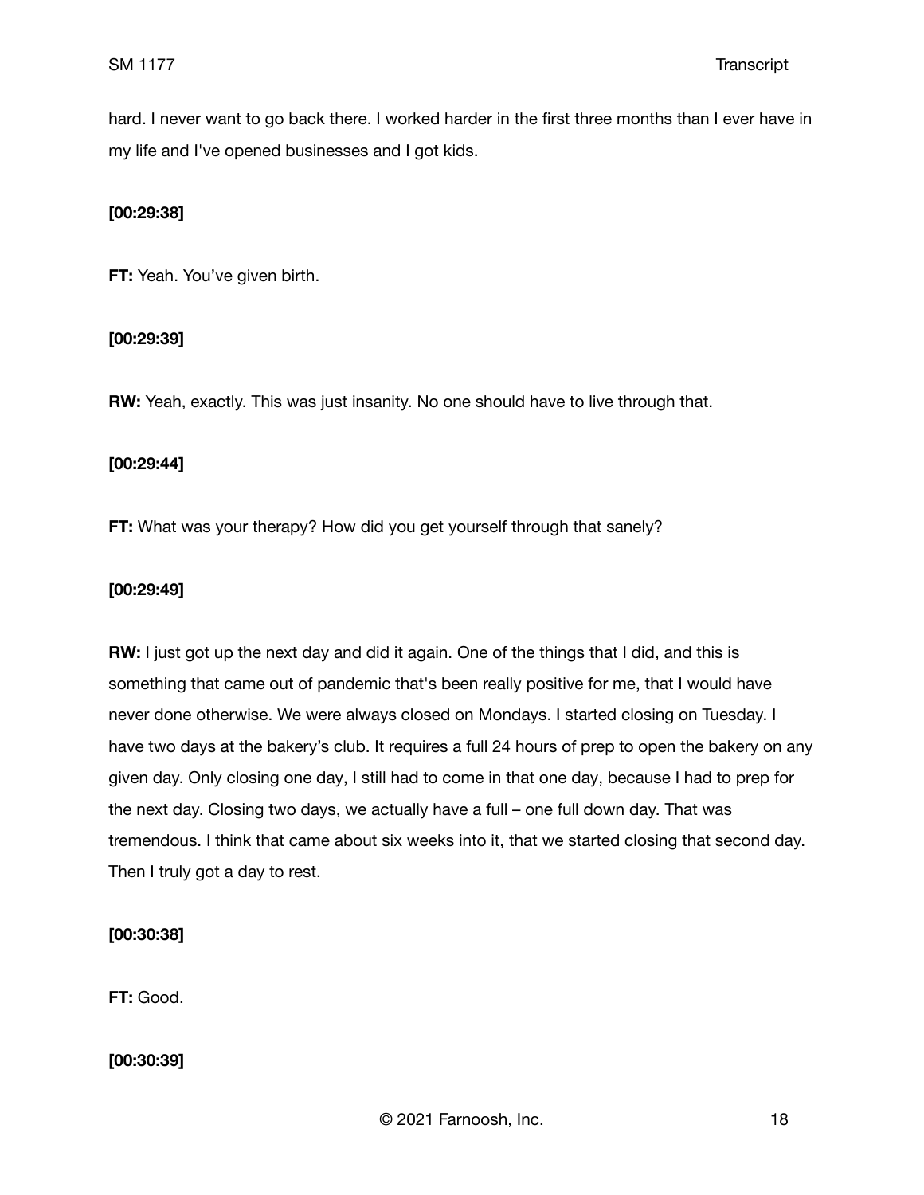hard. I never want to go back there. I worked harder in the first three months than I ever have in my life and I've opened businesses and I got kids.

**[00:29:38]**

**FT:** Yeah. You've given birth.

**[00:29:39]**

**RW:** Yeah, exactly. This was just insanity. No one should have to live through that.

**[00:29:44]**

**FT:** What was your therapy? How did you get yourself through that sanely?

**[00:29:49]**

**RW:** I just got up the next day and did it again. One of the things that I did, and this is something that came out of pandemic that's been really positive for me, that I would have never done otherwise. We were always closed on Mondays. I started closing on Tuesday. I have two days at the bakery's club. It requires a full 24 hours of prep to open the bakery on any given day. Only closing one day, I still had to come in that one day, because I had to prep for the next day. Closing two days, we actually have a full – one full down day. That was tremendous. I think that came about six weeks into it, that we started closing that second day. Then I truly got a day to rest.

**[00:30:38]**

**FT:** Good.

**[00:30:39]**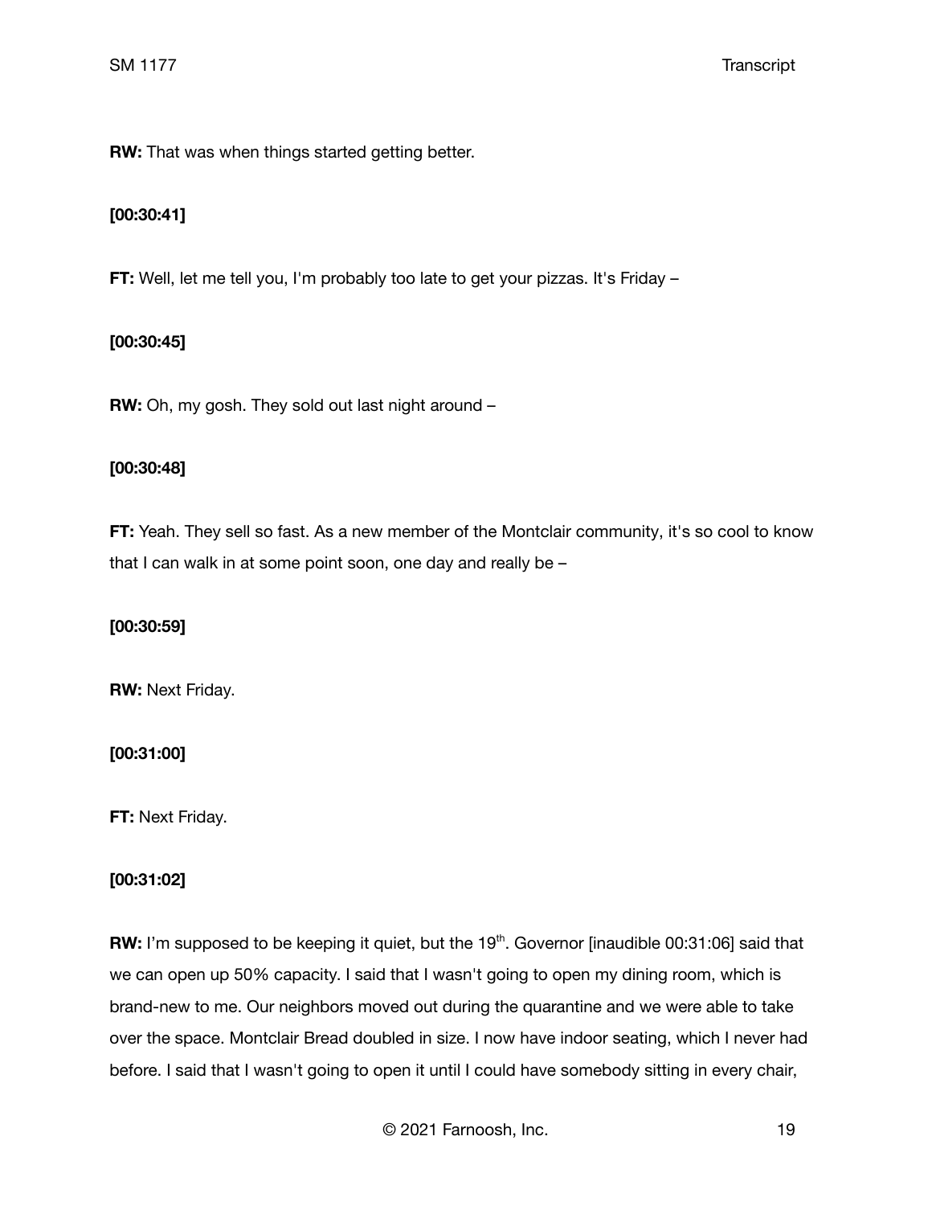**RW:** That was when things started getting better.

**[00:30:41]**

**FT:** Well, let me tell you, I'm probably too late to get your pizzas. It's Friday –

**[00:30:45]**

**RW:** Oh, my gosh. They sold out last night around –

**[00:30:48]**

**FT:** Yeah. They sell so fast. As a new member of the Montclair community, it's so cool to know that I can walk in at some point soon, one day and really be –

**[00:30:59]**

**RW:** Next Friday.

**[00:31:00]**

**FT:** Next Friday.

**[00:31:02]**

**RW:** I'm supposed to be keeping it quiet, but the 19th. Governor [inaudible 00:31:06] said that we can open up 50% capacity. I said that I wasn't going to open my dining room, which is brand-new to me. Our neighbors moved out during the quarantine and we were able to take over the space. Montclair Bread doubled in size. I now have indoor seating, which I never had before. I said that I wasn't going to open it until I could have somebody sitting in every chair,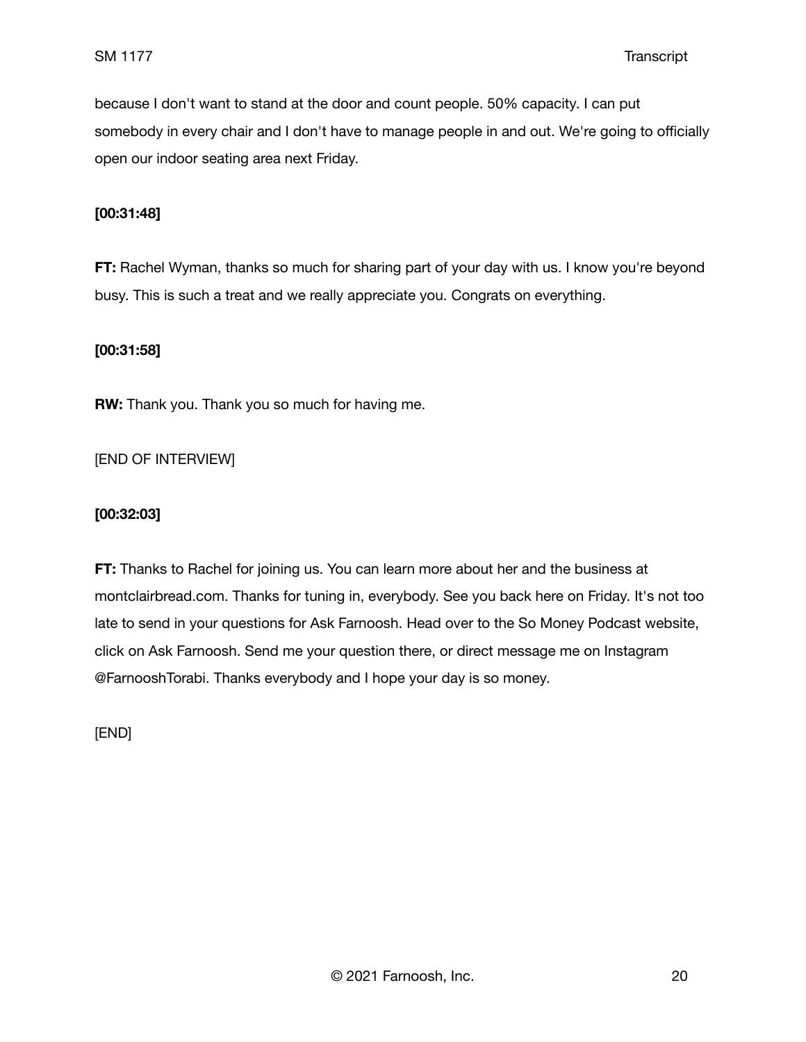because I don't want to stand at the door and count people. 50% capacity. I can put somebody in every chair and I don't have to manage people in and out. We're going to officially open our indoor seating area next Friday.

**[00:31:48]**

**FT:** Rachel Wyman, thanks so much for sharing part of your day with us. I know you're beyond busy. This is such a treat and we really appreciate you. Congrats on everything.

**[00:31:58]**

**RW:** Thank you. Thank you so much for having me.

[END OF INTERVIEW]

**[00:32:03]**

**FT:** Thanks to Rachel for joining us. You can learn more about her and the business at montclairbread.com. Thanks for tuning in, everybody. See you back here on Friday. It's not too late to send in your questions for Ask Farnoosh. Head over to the So Money Podcast website, click on Ask Farnoosh. Send me your question there, or direct message me on Instagram @FarnooshTorabi. Thanks everybody and I hope your day is so money.

[END]